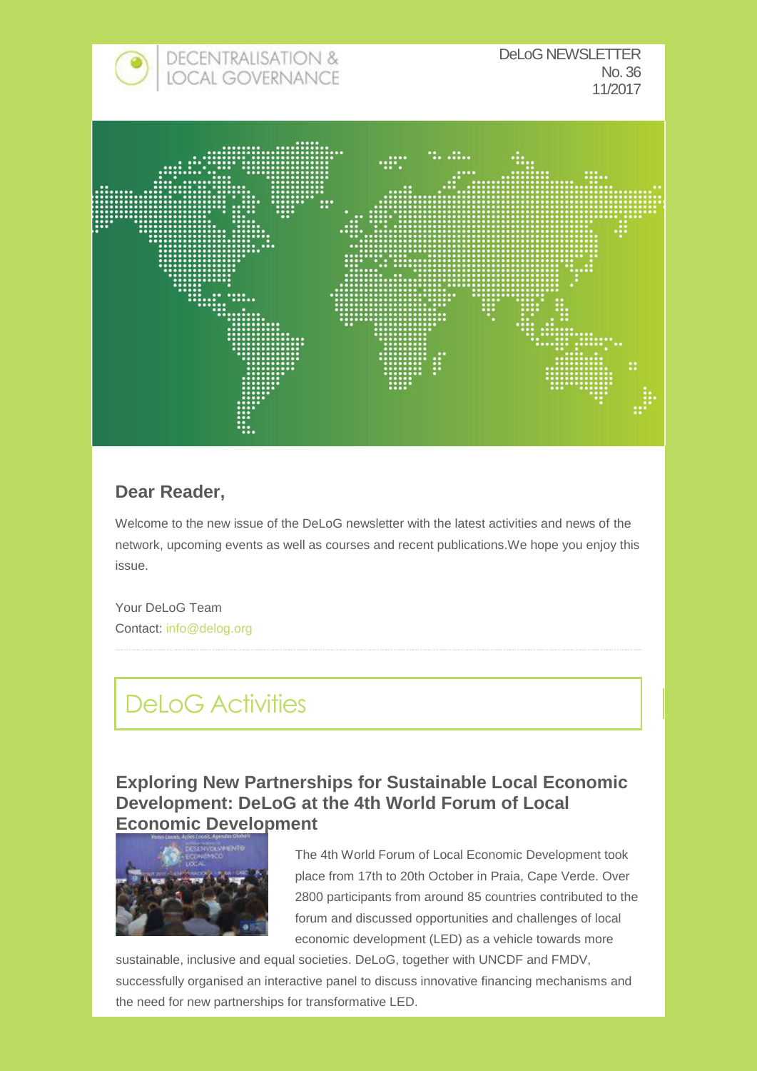DECENTRALISATION & LOCAL GOVERNANCE

DeLoG NEWSLETTER
No. 36
11/2017

## Dear Reader,

Welcome to the new issue of the DeLoG newsletter with the latest activities and news of the network, upcoming events as well as courses and recent publications.We hope you enjoy this issue.

Your DeLoG Team
Contact: info@delog.org

# DeLoG Activities

### Exploring New Partnerships for Sustainable Local Economic Development: DeLoG at the 4th World Forum of Local Economic Development

The 4th World Forum of Local Economic Development took place from 17th to 20th October in Praia, Cape Verde. Over 2800 participants from around 85 countries contributed to the forum and discussed opportunities and challenges of local economic development (LED) as a vehicle towards more sustainable, inclusive and equal societies. DeLoG, together with UNCDF and FMDV, successfully organised an interactive panel to discuss innovative financing mechanisms and the need for new partnerships for transformative LED.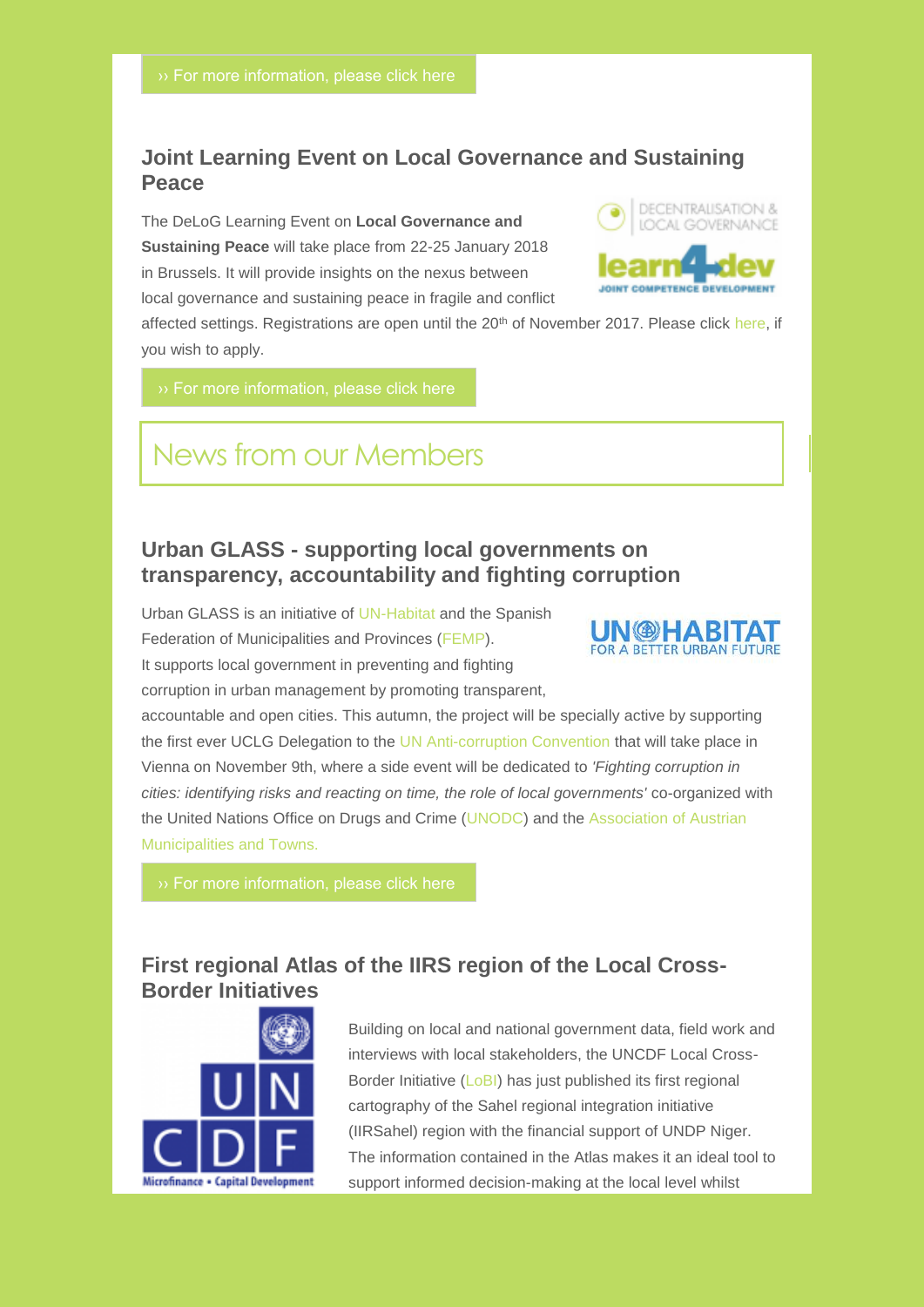›› For more information, please click here

## Joint Learning Event on Local Governance and Sustaining Peace

The DeLoG Learning Event on **Local Governance and Sustaining Peace** will take place from 22-25 January 2018 in Brussels. It will provide insights on the nexus between local governance and sustaining peace in fragile and conflict affected settings. Registrations are open until the 20th of November 2017. Please click here, if you wish to apply.

›› For more information, please click here

# News from our Members

## Urban GLASS - supporting local governments on transparency, accountability and fighting corruption

Urban GLASS is an initiative of UN-Habitat and the Spanish Federation of Municipalities and Provinces (FEMP). It supports local government in preventing and fighting corruption in urban management by promoting transparent, accountable and open cities. This autumn, the project will be specially active by supporting the first ever UCLG Delegation to the UN Anti-corruption Convention that will take place in Vienna on November 9th, where a side event will be dedicated to *'Fighting corruption in cities: identifying risks and reacting on time, the role of local governments'* co-organized with the United Nations Office on Drugs and Crime (UNODC) and the Association of Austrian Municipalities and Towns.

›› For more information, please click here

## First regional Atlas of the IIRS region of the Local Cross-Border Initiatives

Building on local and national government data, field work and interviews with local stakeholders, the UNCDF Local Cross-Border Initiative (LoBI) has just published its first regional cartography of the Sahel regional integration initiative (IIRSahel) region with the financial support of UNDP Niger. The information contained in the Atlas makes it an ideal tool to support informed decision-making at the local level whilst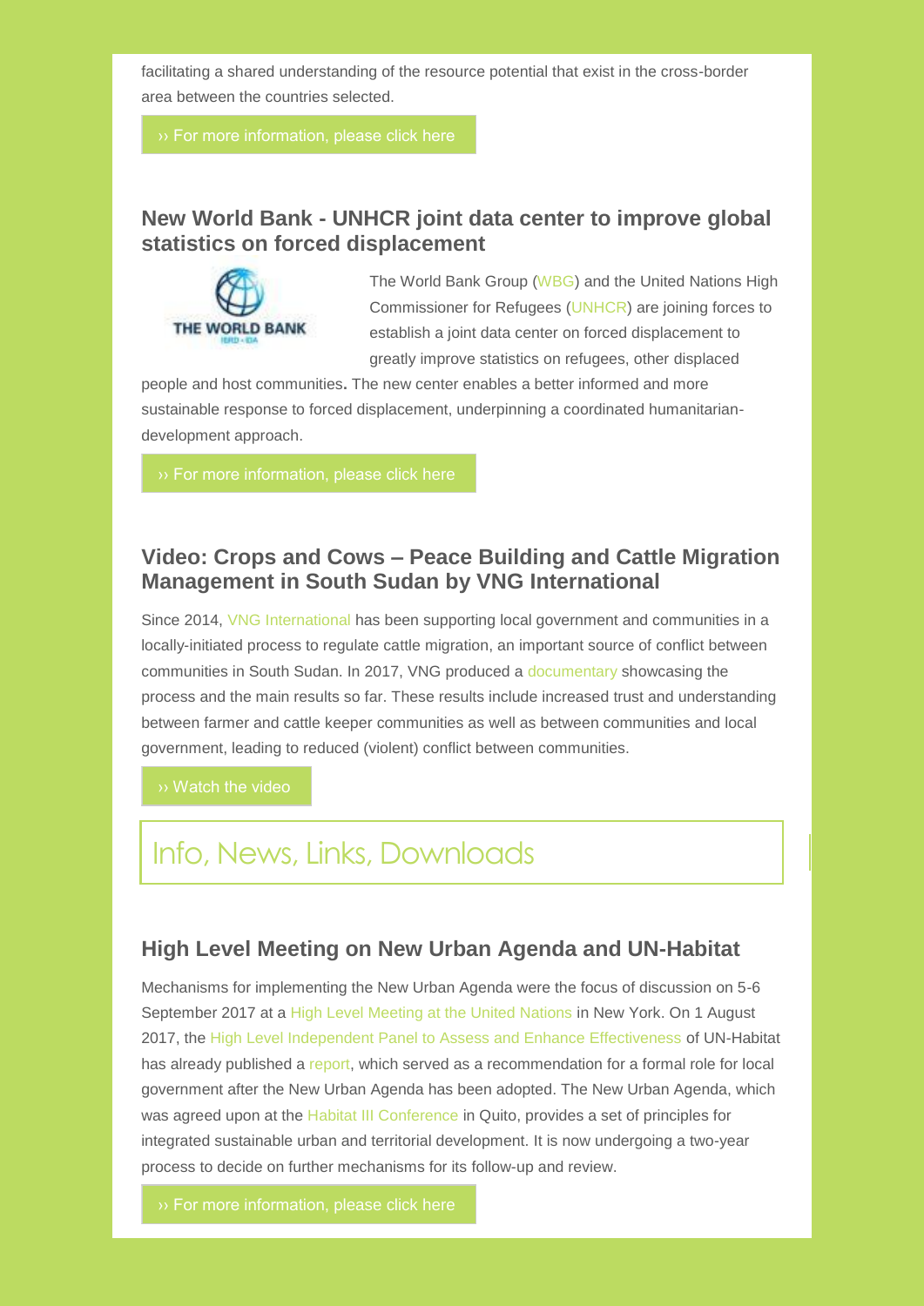facilitating a shared understanding of the resource potential that exist in the cross-border area between the countries selected.

›› For more information, please click here

### New World Bank - UNHCR joint data center to improve global statistics on forced displacement

The World Bank Group (WBG) and the United Nations High Commissioner for Refugees (UNHCR) are joining forces to establish a joint data center on forced displacement to greatly improve statistics on refugees, other displaced people and host communities**.** The new center enables a better informed and more sustainable response to forced displacement, underpinning a coordinated humanitarian-development approach.

›› For more information, please click here

### Video: Crops and Cows – Peace Building and Cattle Migration Management in South Sudan by VNG International

Since 2014, VNG International has been supporting local government and communities in a locally-initiated process to regulate cattle migration, an important source of conflict between communities in South Sudan. In 2017, VNG produced a documentary showcasing the process and the main results so far. These results include increased trust and understanding between farmer and cattle keeper communities as well as between communities and local government, leading to reduced (violent) conflict between communities.

›› Watch the video

## Info, News, Links, Downloads

### High Level Meeting on New Urban Agenda and UN-Habitat

Mechanisms for implementing the New Urban Agenda were the focus of discussion on 5-6 September 2017 at a High Level Meeting at the United Nations in New York. On 1 August 2017, the High Level Independent Panel to Assess and Enhance Effectiveness of UN-Habitat has already published a report, which served as a recommendation for a formal role for local government after the New Urban Agenda has been adopted. The New Urban Agenda, which was agreed upon at the Habitat III Conference in Quito, provides a set of principles for integrated sustainable urban and territorial development. It is now undergoing a two-year process to decide on further mechanisms for its follow-up and review.

›› For more information, please click here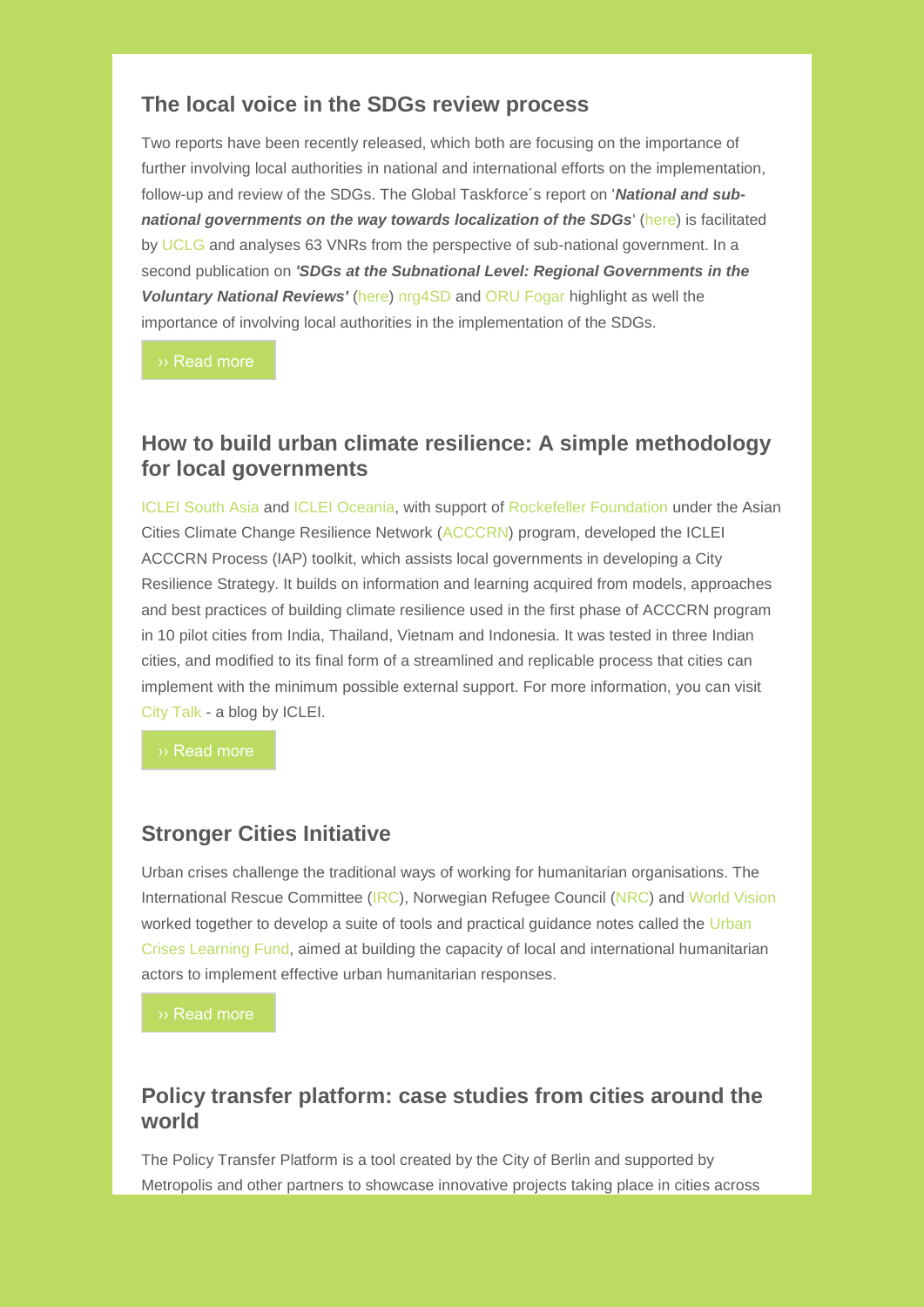## The local voice in the SDGs review process

Two reports have been recently released, which both are focusing on the importance of further involving local authorities in national and international efforts on the implementation, follow-up and review of the SDGs. The Global Taskforce´s report on '***National and sub-national governments on the way towards localization of the SDGs***' (here) is facilitated by UCLG and analyses 63 VNRs from the perspective of sub-national government. In a second publication on ***'SDGs at the Subnational Level: Regional Governments in the Voluntary National Reviews'*** (here) nrg4SD and ORU Fogar highlight as well the importance of involving local authorities in the implementation of the SDGs.

›› Read more

## How to build urban climate resilience: A simple methodology for local governments

ICLEI South Asia and ICLEI Oceania, with support of Rockefeller Foundation under the Asian Cities Climate Change Resilience Network (ACCCRN) program, developed the ICLEI ACCCRN Process (IAP) toolkit, which assists local governments in developing a City Resilience Strategy. It builds on information and learning acquired from models, approaches and best practices of building climate resilience used in the first phase of ACCCRN program in 10 pilot cities from India, Thailand, Vietnam and Indonesia. It was tested in three Indian cities, and modified to its final form of a streamlined and replicable process that cities can implement with the minimum possible external support. For more information, you can visit City Talk - a blog by ICLEI.

›› Read more

## Stronger Cities Initiative

Urban crises challenge the traditional ways of working for humanitarian organisations. The International Rescue Committee (IRC), Norwegian Refugee Council (NRC) and World Vision worked together to develop a suite of tools and practical guidance notes called the Urban Crises Learning Fund, aimed at building the capacity of local and international humanitarian actors to implement effective urban humanitarian responses.

›› Read more

## Policy transfer platform: case studies from cities around the world

The Policy Transfer Platform is a tool created by the City of Berlin and supported by Metropolis and other partners to showcase innovative projects taking place in cities across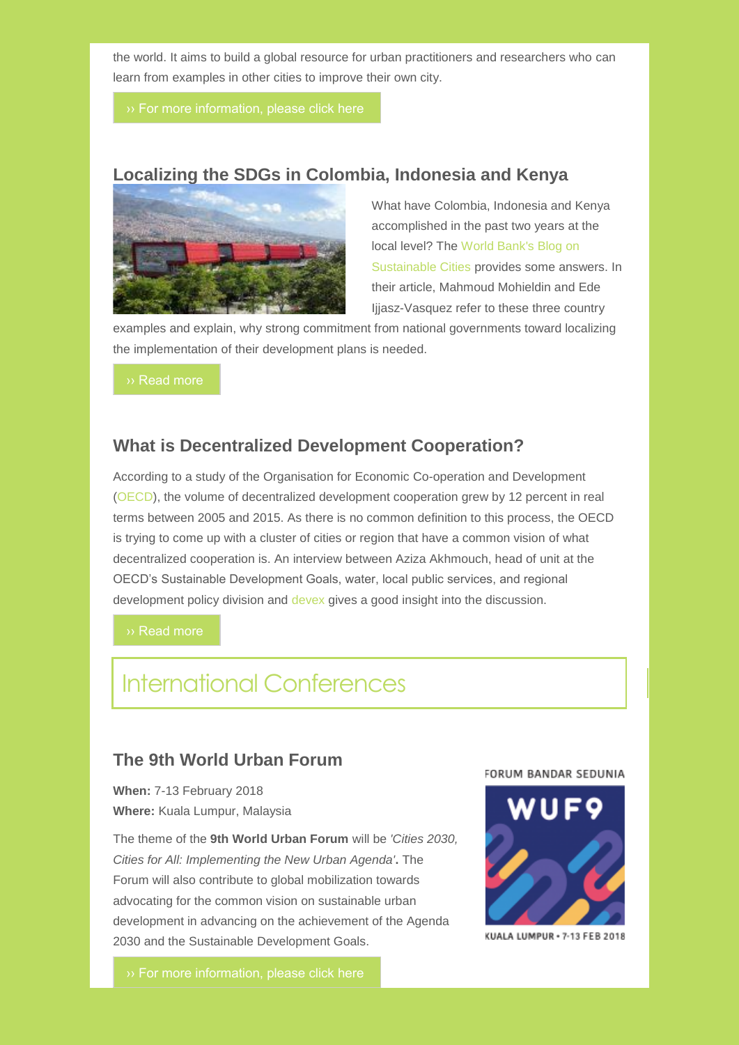the world. It aims to build a global resource for urban practitioners and researchers who can learn from examples in other cities to improve their own city.

›› For more information, please click here

### Localizing the SDGs in Colombia, Indonesia and Kenya

What have Colombia, Indonesia and Kenya accomplished in the past two years at the local level? The World Bank's Blog on Sustainable Cities provides some answers. In their article, Mahmoud Mohieldin and Ede Ijjasz-Vasquez refer to these three country examples and explain, why strong commitment from national governments toward localizing the implementation of their development plans is needed.

›› Read more

### What is Decentralized Development Cooperation?

According to a study of the Organisation for Economic Co-operation and Development (OECD), the volume of decentralized development cooperation grew by 12 percent in real terms between 2005 and 2015. As there is no common definition to this process, the OECD is trying to come up with a cluster of cities or region that have a common vision of what decentralized cooperation is. An interview between Aziza Akhmouch, head of unit at the OECD's Sustainable Development Goals, water, local public services, and regional development policy division and devex gives a good insight into the discussion.

›› Read more

## International Conferences

### The 9th World Urban Forum

**When:** 7-13 February 2018
**Where:** Kuala Lumpur, Malaysia

The theme of the **9th World Urban Forum** will be *'Cities 2030, Cities for All: Implementing the New Urban Agenda'*. The Forum will also contribute to global mobilization towards advocating for the common vision on sustainable urban development in advancing on the achievement of the Agenda 2030 and the Sustainable Development Goals.

FORUM BANDAR SEDUNIA

WUF9

KUALA LUMPUR • 7-13 FEB 2018

›› For more information, please click here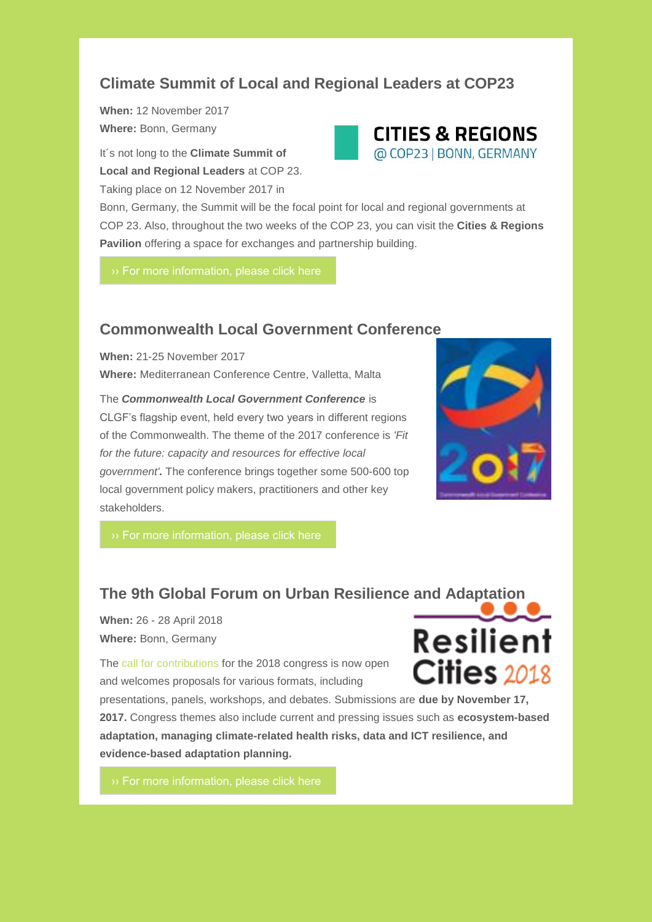## Climate Summit of Local and Regional Leaders at COP23

**When:** 12 November 2017
**Where:** Bonn, Germany

It´s not long to the **Climate Summit of Local and Regional Leaders** at COP 23. Taking place on 12 November 2017 in Bonn, Germany, the Summit will be the focal point for local and regional governments at COP 23. Also, throughout the two weeks of the COP 23, you can visit the **Cities & Regions Pavilion** offering a space for exchanges and partnership building.

›› For more information, please click here

## Commonwealth Local Government Conference

**When:** 21-25 November 2017
**Where:** Mediterranean Conference Centre, Valletta, Malta

The ***Commonwealth Local Government Conference*** is CLGF's flagship event, held every two years in different regions of the Commonwealth. The theme of the 2017 conference is *'Fit for the future: capacity and resources for effective local government'*. The conference brings together some 500-600 top local government policy makers, practitioners and other key stakeholders.

›› For more information, please click here

## The 9th Global Forum on Urban Resilience and Adaptation

**When:** 26 - 28 April 2018
**Where:** Bonn, Germany

The call for contributions for the 2018 congress is now open and welcomes proposals for various formats, including presentations, panels, workshops, and debates. Submissions are **due by November 17, 2017.** Congress themes also include current and pressing issues such as **ecosystem-based adaptation, managing climate-related health risks, data and ICT resilience, and evidence-based adaptation planning.**

›› For more information, please click here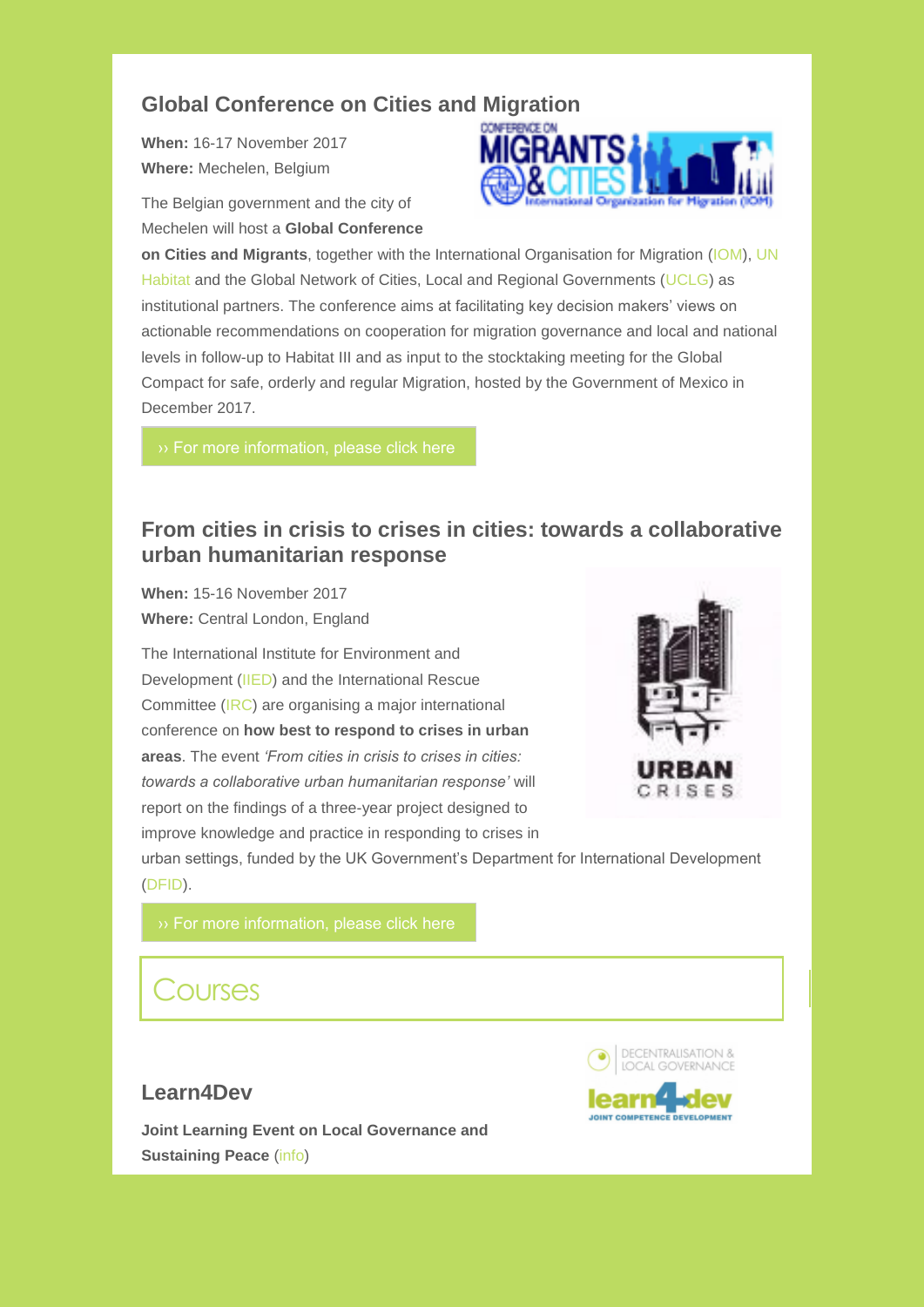## Global Conference on Cities and Migration

**When:** 16-17 November 2017
**Where:** Mechelen, Belgium

The Belgian government and the city of Mechelen will host a **Global Conference on Cities and Migrants**, together with the International Organisation for Migration (IOM), UN Habitat and the Global Network of Cities, Local and Regional Governments (UCLG) as institutional partners. The conference aims at facilitating key decision makers' views on actionable recommendations on cooperation for migration governance and local and national levels in follow-up to Habitat III and as input to the stocktaking meeting for the Global Compact for safe, orderly and regular Migration, hosted by the Government of Mexico in December 2017.

›› For more information, please click here

## From cities in crisis to crises in cities: towards a collaborative urban humanitarian response

**When:** 15-16 November 2017
**Where:** Central London, England

The International Institute for Environment and Development (IIED) and the International Rescue Committee (IRC) are organising a major international conference on **how best to respond to crises in urban areas**. The event *'From cities in crisis to crises in cities: towards a collaborative urban humanitarian response'* will report on the findings of a three-year project designed to improve knowledge and practice in responding to crises in urban settings, funded by the UK Government's Department for International Development (DFID).

›› For more information, please click here

# Courses

## Learn4Dev

**Joint Learning Event on Local Governance and Sustaining Peace** (info)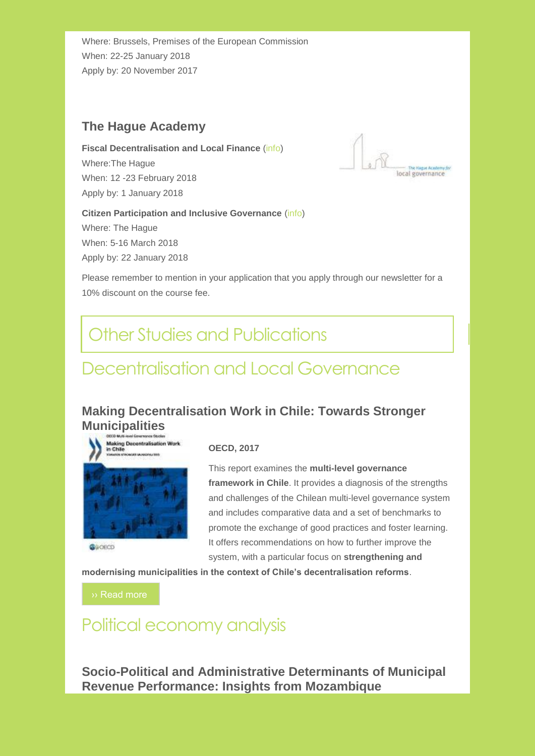Where: Brussels, Premises of the European Commission
When: 22-25 January 2018
Apply by: 20 November 2017

### The Hague Academy

**Fiscal Decentralisation and Local Finance** (info)
Where:The Hague
When: 12 -23 February 2018
Apply by: 1 January 2018

**Citizen Participation and Inclusive Governance** (info)
Where: The Hague
When: 5-16 March 2018
Apply by: 22 January 2018

Please remember to mention in your application that you apply through our newsletter for a 10% discount on the course fee.

# Other Studies and Publications

## Decentralisation and Local Governance

### Making Decentralisation Work in Chile: Towards Stronger Municipalities

**OECD, 2017**

This report examines the **multi-level governance framework in Chile**. It provides a diagnosis of the strengths and challenges of the Chilean multi-level governance system and includes comparative data and a set of benchmarks to promote the exchange of good practices and foster learning. It offers recommendations on how to further improve the system, with a particular focus on **strengthening and modernising municipalities in the context of Chile's decentralisation reforms**.

›› Read more

## Political economy analysis

### Socio-Political and Administrative Determinants of Municipal Revenue Performance: Insights from Mozambique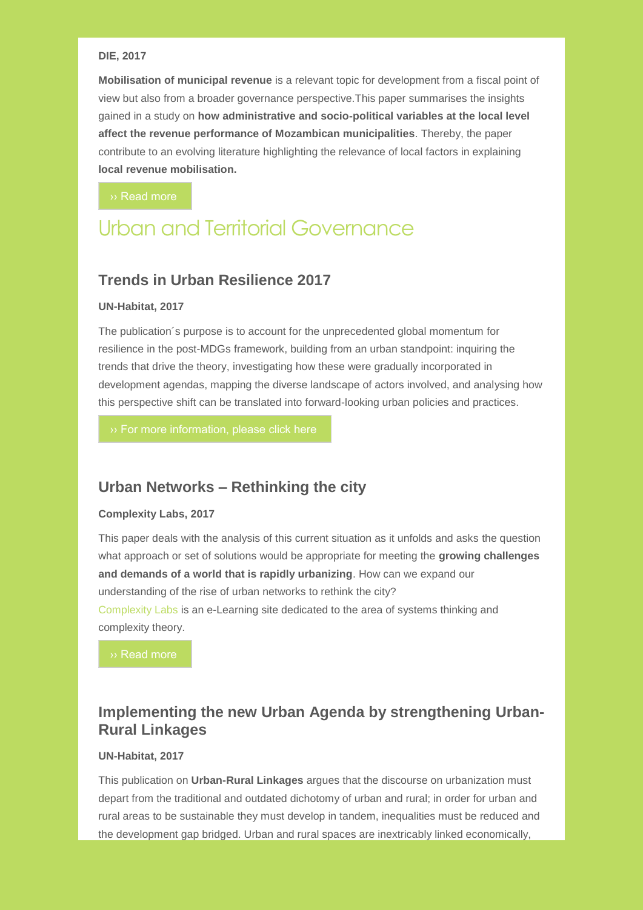**DIE, 2017**

**Mobilisation of municipal revenue** is a relevant topic for development from a fiscal point of view but also from a broader governance perspective.This paper summarises the insights gained in a study on **how administrative and socio-political variables at the local level affect the revenue performance of Mozambican municipalities**. Thereby, the paper contribute to an evolving literature highlighting the relevance of local factors in explaining **local revenue mobilisation.**

›› Read more

# Urban and Territorial Governance

## Trends in Urban Resilience 2017

**UN-Habitat, 2017**

The publication´s purpose is to account for the unprecedented global momentum for resilience in the post-MDGs framework, building from an urban standpoint: inquiring the trends that drive the theory, investigating how these were gradually incorporated in development agendas, mapping the diverse landscape of actors involved, and analysing how this perspective shift can be translated into forward-looking urban policies and practices.

›› For more information, please click here

## Urban Networks – Rethinking the city

**Complexity Labs, 2017**

This paper deals with the analysis of this current situation as it unfolds and asks the question what approach or set of solutions would be appropriate for meeting the **growing challenges and demands of a world that is rapidly urbanizing**. How can we expand our understanding of the rise of urban networks to rethink the city?
Complexity Labs is an e-Learning site dedicated to the area of systems thinking and complexity theory.

›› Read more

## Implementing the new Urban Agenda by strengthening Urban-Rural Linkages

**UN-Habitat, 2017**

This publication on **Urban-Rural Linkages** argues that the discourse on urbanization must depart from the traditional and outdated dichotomy of urban and rural; in order for urban and rural areas to be sustainable they must develop in tandem, inequalities must be reduced and the development gap bridged. Urban and rural spaces are inextricably linked economically,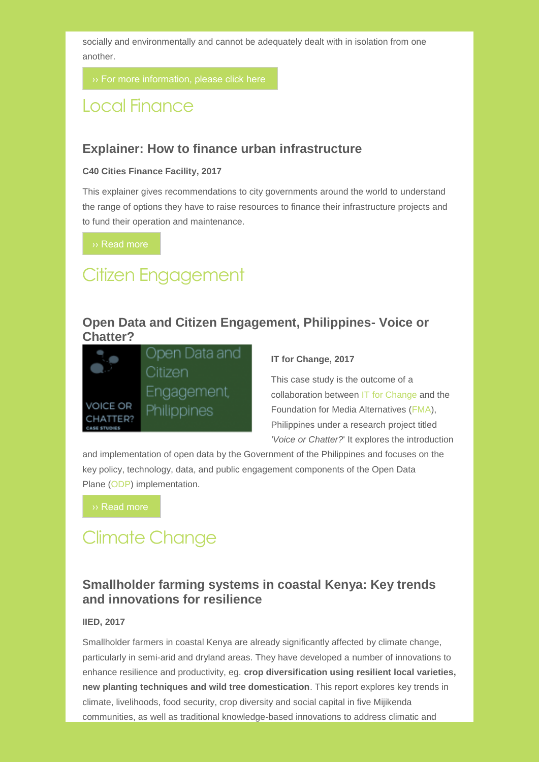socially and environmentally and cannot be adequately dealt with in isolation from one another.

›› For more information, please click here

## Local Finance

### Explainer: How to finance urban infrastructure

**C40 Cities Finance Facility, 2017**

This explainer gives recommendations to city governments around the world to understand the range of options they have to raise resources to finance their infrastructure projects and to fund their operation and maintenance.

›› Read more

## Citizen Engagement

### Open Data and Citizen Engagement, Philippines- Voice or Chatter?

**IT for Change, 2017**

This case study is the outcome of a collaboration between IT for Change and the Foundation for Media Alternatives (FMA), Philippines under a research project titled *'Voice or Chatter?*' It explores the introduction and implementation of open data by the Government of the Philippines and focuses on the key policy, technology, data, and public engagement components of the Open Data Plane (ODP) implementation.

›› Read more

## Climate Change

### Smallholder farming systems in coastal Kenya: Key trends and innovations for resilience

**IIED, 2017**

Smallholder farmers in coastal Kenya are already significantly affected by climate change, particularly in semi-arid and dryland areas. They have developed a number of innovations to enhance resilience and productivity, eg. **crop diversification using resilient local varieties, new planting techniques and wild tree domestication**. This report explores key trends in climate, livelihoods, food security, crop diversity and social capital in five Mijikenda communities, as well as traditional knowledge-based innovations to address climatic and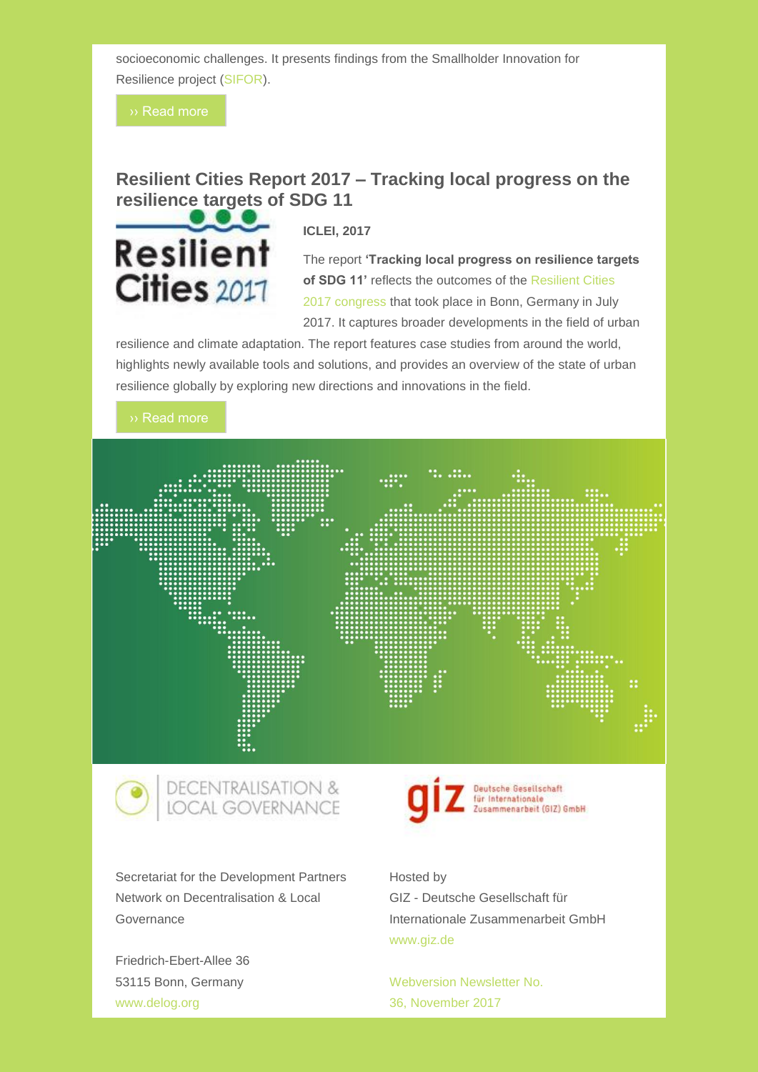socioeconomic challenges. It presents findings from the Smallholder Innovation for Resilience project (SIFOR).

›› Read more

## Resilient Cities Report 2017 – Tracking local progress on the resilience targets of SDG 11

**ICLEI, 2017**

The report **'Tracking local progress on resilience targets of SDG 11'** reflects the outcomes of the Resilient Cities 2017 congress that took place in Bonn, Germany in July 2017. It captures broader developments in the field of urban resilience and climate adaptation. The report features case studies from around the world, highlights newly available tools and solutions, and provides an overview of the state of urban resilience globally by exploring new directions and innovations in the field.

›› Read more

Secretariat for the Development Partners Network on Decentralisation & Local Governance

Friedrich-Ebert-Allee 36
53115 Bonn, Germany
www.delog.org

Hosted by
GIZ - Deutsche Gesellschaft für Internationale Zusammenarbeit GmbH
www.giz.de

Webversion Newsletter No. 36, November 2017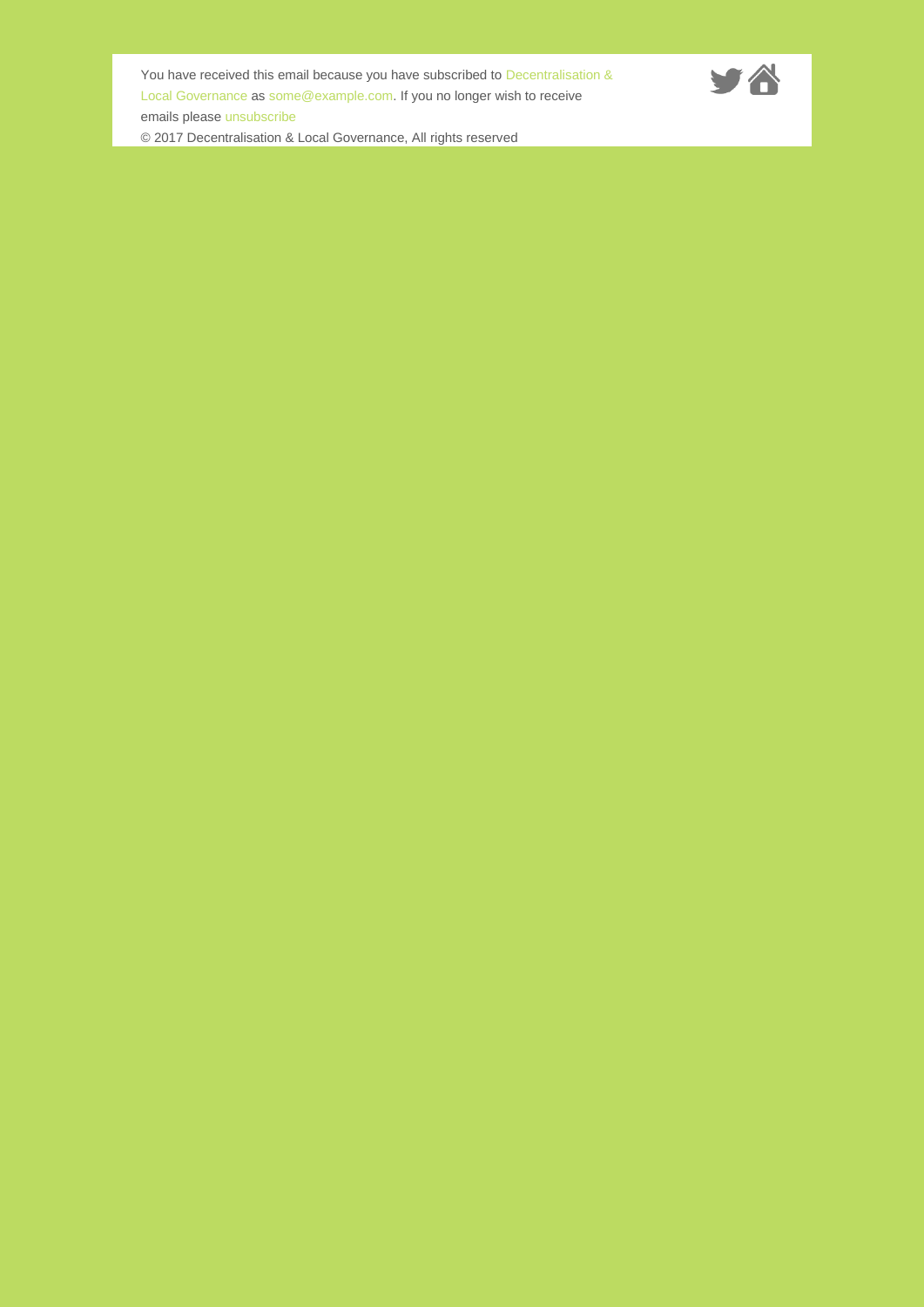You have received this email because you have subscribed to Decentralisation & Local Governance as some@example.com. If you no longer wish to receive emails please unsubscribe

© 2017 Decentralisation & Local Governance, All rights reserved